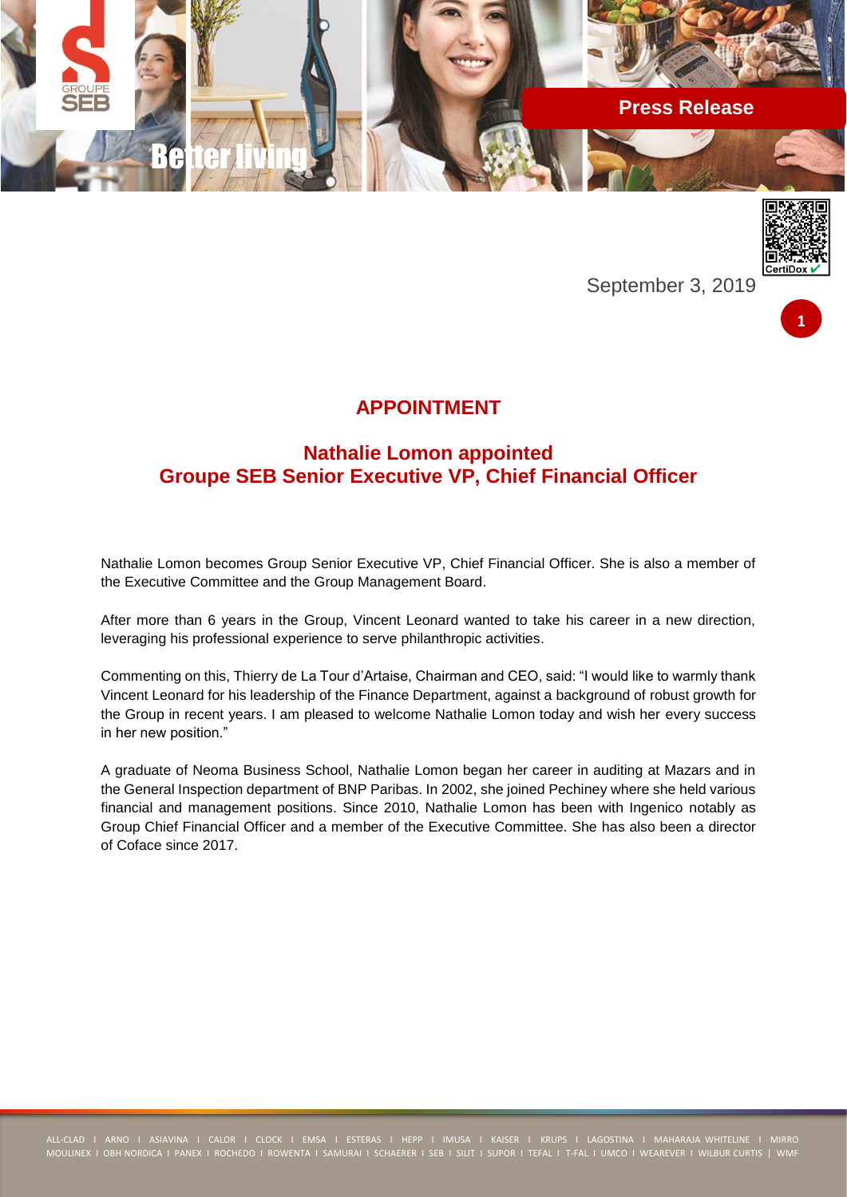Press Release

September 3, 2019

# APPOINTMENT

## Nathalie Lomon appointed
## Groupe SEB Senior Executive VP, Chief Financial Officer

Nathalie Lomon becomes Group Senior Executive VP, Chief Financial Officer. She is also a member of the Executive Committee and the Group Management Board.

After more than 6 years in the Group, Vincent Leonard wanted to take his career in a new direction, leveraging his professional experience to serve philanthropic activities.

Commenting on this, Thierry de La Tour d'Artaise, Chairman and CEO, said: "I would like to warmly thank Vincent Leonard for his leadership of the Finance Department, against a background of robust growth for the Group in recent years. I am pleased to welcome Nathalie Lomon today and wish her every success in her new position."

A graduate of Neoma Business School, Nathalie Lomon began her career in auditing at Mazars and in the General Inspection department of BNP Paribas. In 2002, she joined Pechiney where she held various financial and management positions. Since 2010, Nathalie Lomon has been with Ingenico notably as Group Chief Financial Officer and a member of the Executive Committee. She has also been a director of Coface since 2017.

ALL-CLAD I ARNO I ASIAVINA I CALOR I CLOCK I EMSA I ESTERAS I HEPP I IMUSA I KAISER I KRUPS I LAGOSTINA I MAHARAJA WHITELINE I MIRRO
MOULINEX I OBH NORDICA I PANEX I ROCHEDO I ROWENTA I SAMURAI I SCHAERER I SEB I SILIT I SUPOR I TEFAL I T-FAL I UMCO I WEAREVER I WILBUR CURTIS | WMF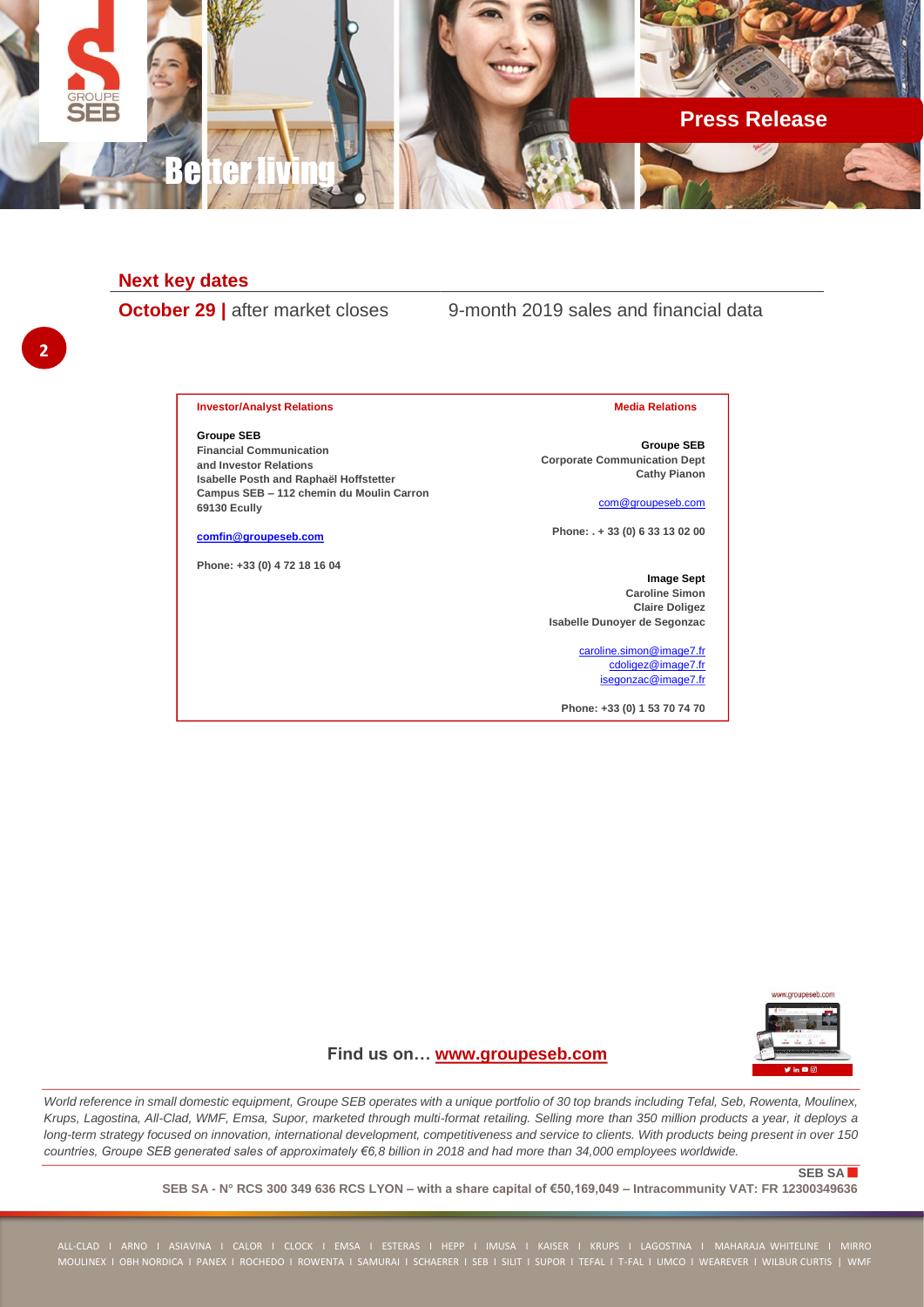## Next key dates

**October 29 |** after market closes 9-month 2019 sales and financial data

| Investor/Analyst Relations | Media Relations |
| --- | --- |
| **Groupe SEB**<br>**Financial Communication and Investor Relations**<br>**Isabelle Posth and Raphaël Hoffstetter**<br>**Campus SEB – 112 chemin du Moulin Carron**<br>**69130 Ecully**<br><br>comfin@groupeseb.com<br><br>**Phone: +33 (0) 4 72 18 16 04** | **Groupe SEB**<br>**Corporate Communication Dept**<br>**Cathy Pianon**<br><br>com@groupeseb.com<br><br>**Phone: . + 33 (0) 6 33 13 02 00**<br><br>**Image Sept**<br>**Caroline Simon**<br>**Claire Doligez**<br>**Isabelle Dunoyer de Segonzac**<br><br>caroline.simon@image7.fr<br>cdoligez@image7.fr<br>isegonzac@image7.fr<br><br>**Phone: +33 (0) 1 53 70 74 70** |

**Find us on… www.groupeseb.com**

*World reference in small domestic equipment, Groupe SEB operates with a unique portfolio of 30 top brands including Tefal, Seb, Rowenta, Moulinex, Krups, Lagostina, All-Clad, WMF, Emsa, Supor, marketed through multi-format retailing. Selling more than 350 million products a year, it deploys a long-term strategy focused on innovation, international development, competitiveness and service to clients. With products being present in over 150 countries, Groupe SEB generated sales of approximately €6,8 billion in 2018 and had more than 34,000 employees worldwide.*

**SEB SA**

**SEB SA - N° RCS 300 349 636 RCS LYON – with a share capital of €50,169,049 – Intracommunity VAT: FR 12300349636**

ALL-CLAD I ARNO I ASIAVINA I CALOR I CLOCK I EMSA I ESTERAS I HEPP I IMUSA I KAISER I KRUPS I LAGOSTINA I MAHARAJA WHITELINE I MIRRO MOULINEX I OBH NORDICA I PANEX I ROCHEDO I ROWENTA I SAMURAI I SCHAERER I SEB I SILIT I SUPOR I TEFAL I T-FAL I UMCO I WEAREVER I WILBUR CURTIS | WMF